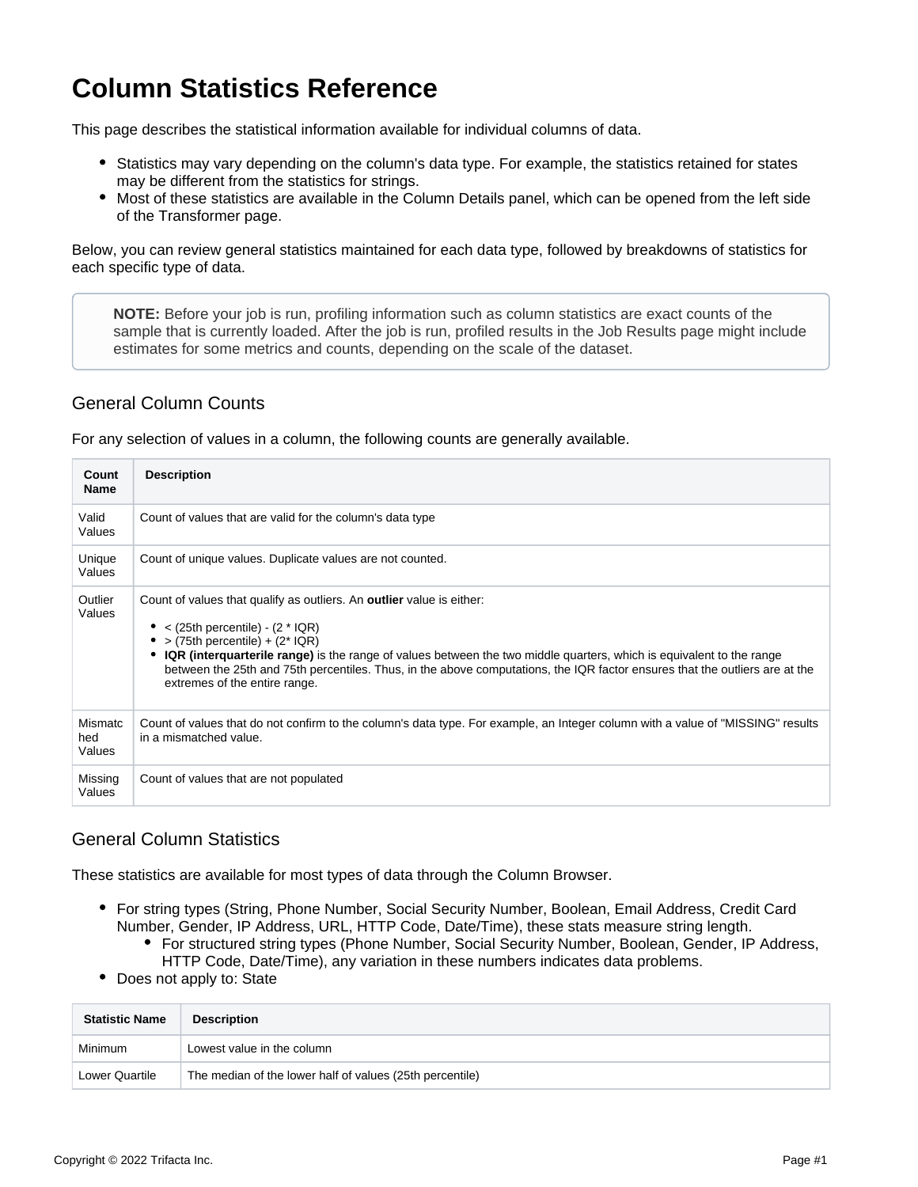# Column Statistics Reference

This page describes the statistical information available for individual columns of data.

- Statistics may vary depending on the column's data type. For example, the statistics retained for states may be different from the statistics for strings.
- Most of these statistics are available in the Column Details panel, which can be opened from the left side of the Transformer page.

Below, you can review general statistics maintained for each data type, followed by breakdowns of statistics for each specific type of data.

> **NOTE:** Before your job is run, profiling information such as column statistics are exact counts of the sample that is currently loaded. After the job is run, profiled results in the Job Results page might include estimates for some metrics and counts, depending on the scale of the dataset.

## General Column Counts

For any selection of values in a column, the following counts are generally available.

| Count Name | Description |
|---|---|
| Valid Values | Count of values that are valid for the column's data type |
| Unique Values | Count of unique values. Duplicate values are not counted. |
| Outlier Values | Count of values that qualify as outliers. An **outlier** value is either:<br>• < (25th percentile) - (2 * IQR)<br>• > (75th percentile) + (2* IQR)<br>• **IQR (interquarterile range)** is the range of values between the two middle quarters, which is equivalent to the range between the 25th and 75th percentiles. Thus, in the above computations, the IQR factor ensures that the outliers are at the extremes of the entire range. |
| Mismatched Values | Count of values that do not confirm to the column's data type. For example, an Integer column with a value of "MISSING" results in a mismatched value. |
| Missing Values | Count of values that are not populated |

## General Column Statistics

These statistics are available for most types of data through the Column Browser.

- For string types (String, Phone Number, Social Security Number, Boolean, Email Address, Credit Card Number, Gender, IP Address, URL, HTTP Code, Date/Time), these stats measure string length.
  - For structured string types (Phone Number, Social Security Number, Boolean, Gender, IP Address, HTTP Code, Date/Time), any variation in these numbers indicates data problems.
- Does not apply to: State

| Statistic Name | Description |
|---|---|
| Minimum | Lowest value in the column |
| Lower Quartile | The median of the lower half of values (25th percentile) |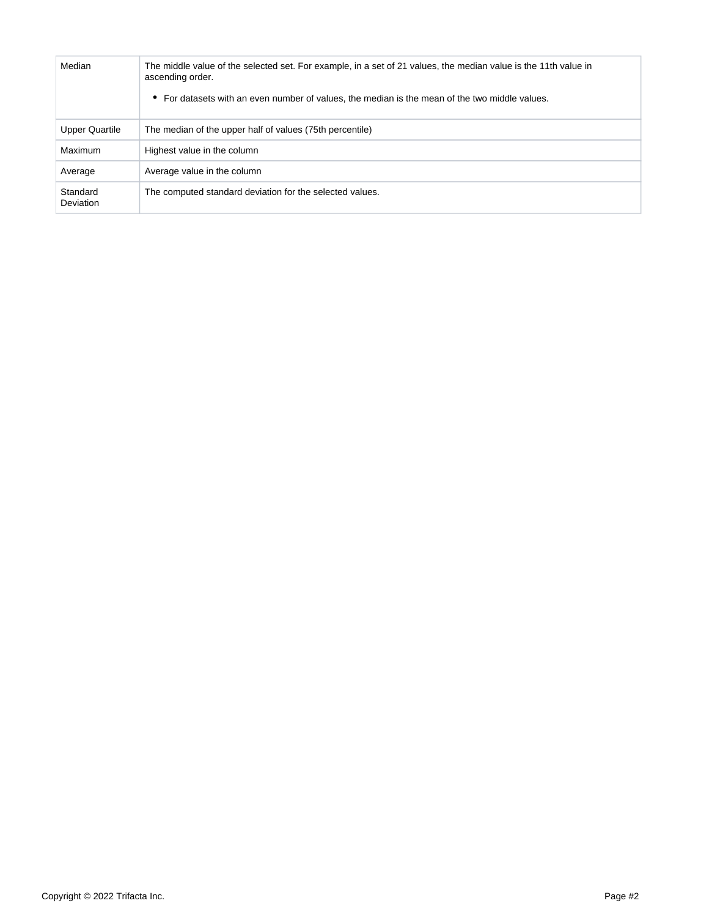| | |
|---|---|
| Median | The middle value of the selected set. For example, in a set of 21 values, the median value is the 11th value in ascending order.<br><br>• For datasets with an even number of values, the median is the mean of the two middle values. |
| Upper Quartile | The median of the upper half of values (75th percentile) |
| Maximum | Highest value in the column |
| Average | Average value in the column |
| Standard Deviation | The computed standard deviation for the selected values. |